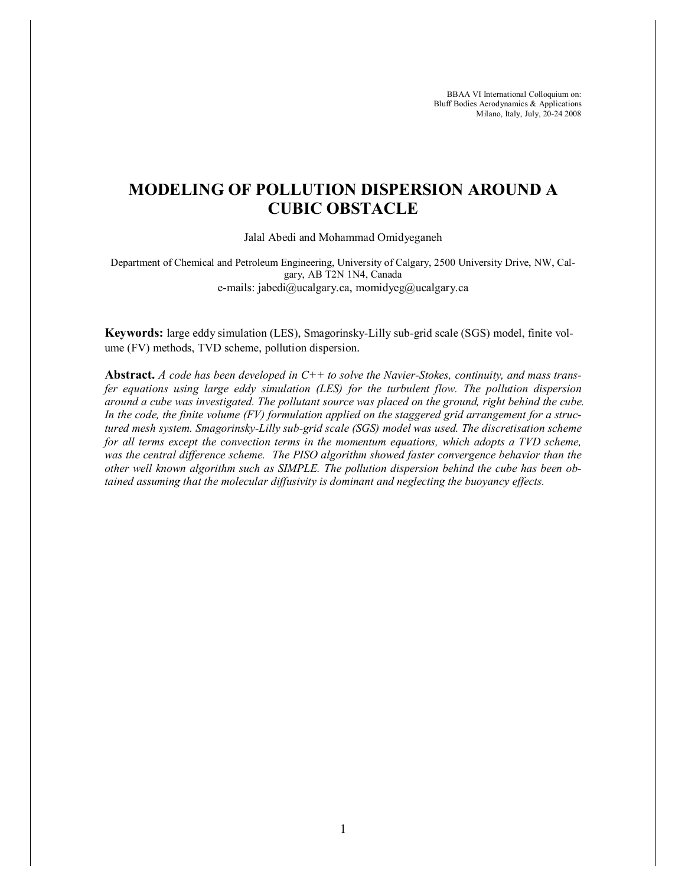BBAA VI International Colloquium on:
Bluff Bodies Aerodynamics & Applications
Milano, Italy, July, 20-24 2008

# MODELING OF POLLUTION DISPERSION AROUND A CUBIC OBSTACLE

Jalal Abedi and Mohammad Omidyeganeh

Department of Chemical and Petroleum Engineering, University of Calgary, 2500 University Drive, NW, Calgary, AB T2N 1N4, Canada
e-mails: jabedi@ucalgary.ca, momidyeg@ucalgary.ca

**Keywords:** large eddy simulation (LES), Smagorinsky-Lilly sub-grid scale (SGS) model, finite volume (FV) methods, TVD scheme, pollution dispersion.

**Abstract.** *A code has been developed in C++ to solve the Navier-Stokes, continuity, and mass transfer equations using large eddy simulation (LES) for the turbulent flow. The pollution dispersion around a cube was investigated. The pollutant source was placed on the ground, right behind the cube. In the code, the finite volume (FV) formulation applied on the staggered grid arrangement for a structured mesh system. Smagorinsky-Lilly sub-grid scale (SGS) model was used. The discretisation scheme for all terms except the convection terms in the momentum equations, which adopts a TVD scheme, was the central difference scheme. The PISO algorithm showed faster convergence behavior than the other well known algorithm such as SIMPLE. The pollution dispersion behind the cube has been obtained assuming that the molecular diffusivity is dominant and neglecting the buoyancy effects.*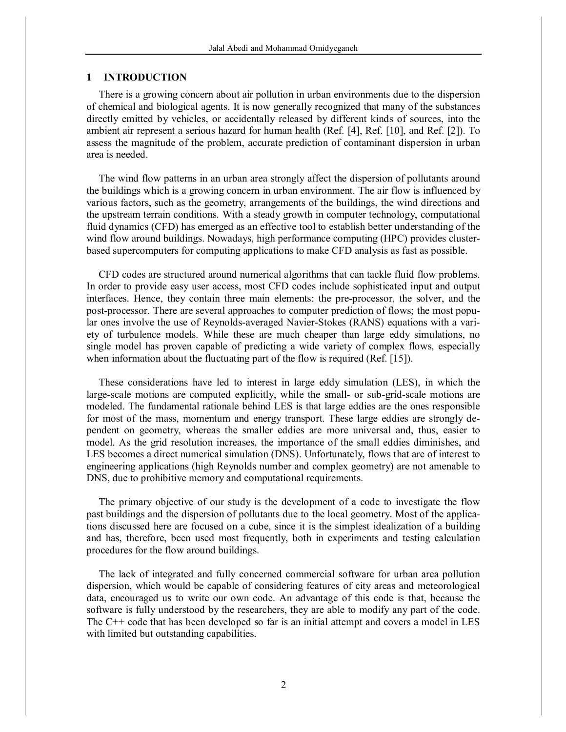## 1 INTRODUCTION

There is a growing concern about air pollution in urban environments due to the dispersion of chemical and biological agents. It is now generally recognized that many of the substances directly emitted by vehicles, or accidentally released by different kinds of sources, into the ambient air represent a serious hazard for human health (Ref. [4], Ref. [10], and Ref. [2]). To assess the magnitude of the problem, accurate prediction of contaminant dispersion in urban area is needed.

The wind flow patterns in an urban area strongly affect the dispersion of pollutants around the buildings which is a growing concern in urban environment. The air flow is influenced by various factors, such as the geometry, arrangements of the buildings, the wind directions and the upstream terrain conditions. With a steady growth in computer technology, computational fluid dynamics (CFD) has emerged as an effective tool to establish better understanding of the wind flow around buildings. Nowadays, high performance computing (HPC) provides cluster-based supercomputers for computing applications to make CFD analysis as fast as possible.

CFD codes are structured around numerical algorithms that can tackle fluid flow problems. In order to provide easy user access, most CFD codes include sophisticated input and output interfaces. Hence, they contain three main elements: the pre-processor, the solver, and the post-processor. There are several approaches to computer prediction of flows; the most popular ones involve the use of Reynolds-averaged Navier-Stokes (RANS) equations with a variety of turbulence models. While these are much cheaper than large eddy simulations, no single model has proven capable of predicting a wide variety of complex flows, especially when information about the fluctuating part of the flow is required (Ref. [15]).

These considerations have led to interest in large eddy simulation (LES), in which the large-scale motions are computed explicitly, while the small- or sub-grid-scale motions are modeled. The fundamental rationale behind LES is that large eddies are the ones responsible for most of the mass, momentum and energy transport. These large eddies are strongly dependent on geometry, whereas the smaller eddies are more universal and, thus, easier to model. As the grid resolution increases, the importance of the small eddies diminishes, and LES becomes a direct numerical simulation (DNS). Unfortunately, flows that are of interest to engineering applications (high Reynolds number and complex geometry) are not amenable to DNS, due to prohibitive memory and computational requirements.

The primary objective of our study is the development of a code to investigate the flow past buildings and the dispersion of pollutants due to the local geometry. Most of the applications discussed here are focused on a cube, since it is the simplest idealization of a building and has, therefore, been used most frequently, both in experiments and testing calculation procedures for the flow around buildings.

The lack of integrated and fully concerned commercial software for urban area pollution dispersion, which would be capable of considering features of city areas and meteorological data, encouraged us to write our own code. An advantage of this code is that, because the software is fully understood by the researchers, they are able to modify any part of the code. The C++ code that has been developed so far is an initial attempt and covers a model in LES with limited but outstanding capabilities.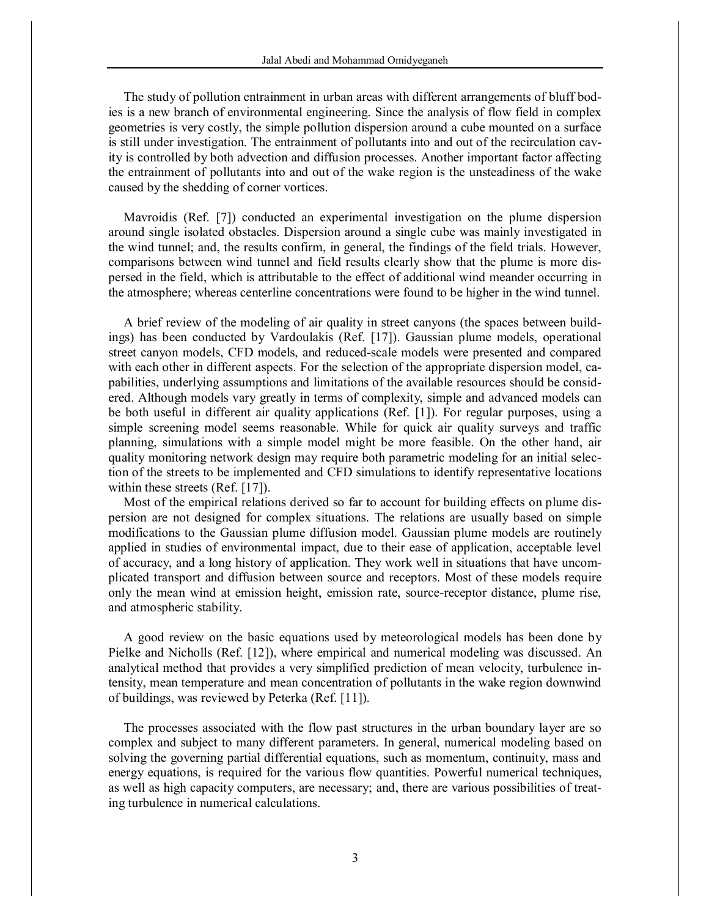The study of pollution entrainment in urban areas with different arrangements of bluff bodies is a new branch of environmental engineering. Since the analysis of flow field in complex geometries is very costly, the simple pollution dispersion around a cube mounted on a surface is still under investigation. The entrainment of pollutants into and out of the recirculation cavity is controlled by both advection and diffusion processes. Another important factor affecting the entrainment of pollutants into and out of the wake region is the unsteadiness of the wake caused by the shedding of corner vortices.

Mavroidis (Ref. [7]) conducted an experimental investigation on the plume dispersion around single isolated obstacles. Dispersion around a single cube was mainly investigated in the wind tunnel; and, the results confirm, in general, the findings of the field trials. However, comparisons between wind tunnel and field results clearly show that the plume is more dispersed in the field, which is attributable to the effect of additional wind meander occurring in the atmosphere; whereas centerline concentrations were found to be higher in the wind tunnel.

A brief review of the modeling of air quality in street canyons (the spaces between buildings) has been conducted by Vardoulakis (Ref. [17]). Gaussian plume models, operational street canyon models, CFD models, and reduced-scale models were presented and compared with each other in different aspects. For the selection of the appropriate dispersion model, capabilities, underlying assumptions and limitations of the available resources should be considered. Although models vary greatly in terms of complexity, simple and advanced models can be both useful in different air quality applications (Ref. [1]). For regular purposes, using a simple screening model seems reasonable. While for quick air quality surveys and traffic planning, simulations with a simple model might be more feasible. On the other hand, air quality monitoring network design may require both parametric modeling for an initial selection of the streets to be implemented and CFD simulations to identify representative locations within these streets (Ref. [17]).

Most of the empirical relations derived so far to account for building effects on plume dispersion are not designed for complex situations. The relations are usually based on simple modifications to the Gaussian plume diffusion model. Gaussian plume models are routinely applied in studies of environmental impact, due to their ease of application, acceptable level of accuracy, and a long history of application. They work well in situations that have uncomplicated transport and diffusion between source and receptors. Most of these models require only the mean wind at emission height, emission rate, source-receptor distance, plume rise, and atmospheric stability.

A good review on the basic equations used by meteorological models has been done by Pielke and Nicholls (Ref. [12]), where empirical and numerical modeling was discussed. An analytical method that provides a very simplified prediction of mean velocity, turbulence intensity, mean temperature and mean concentration of pollutants in the wake region downwind of buildings, was reviewed by Peterka (Ref. [11]).

The processes associated with the flow past structures in the urban boundary layer are so complex and subject to many different parameters. In general, numerical modeling based on solving the governing partial differential equations, such as momentum, continuity, mass and energy equations, is required for the various flow quantities. Powerful numerical techniques, as well as high capacity computers, are necessary; and, there are various possibilities of treating turbulence in numerical calculations.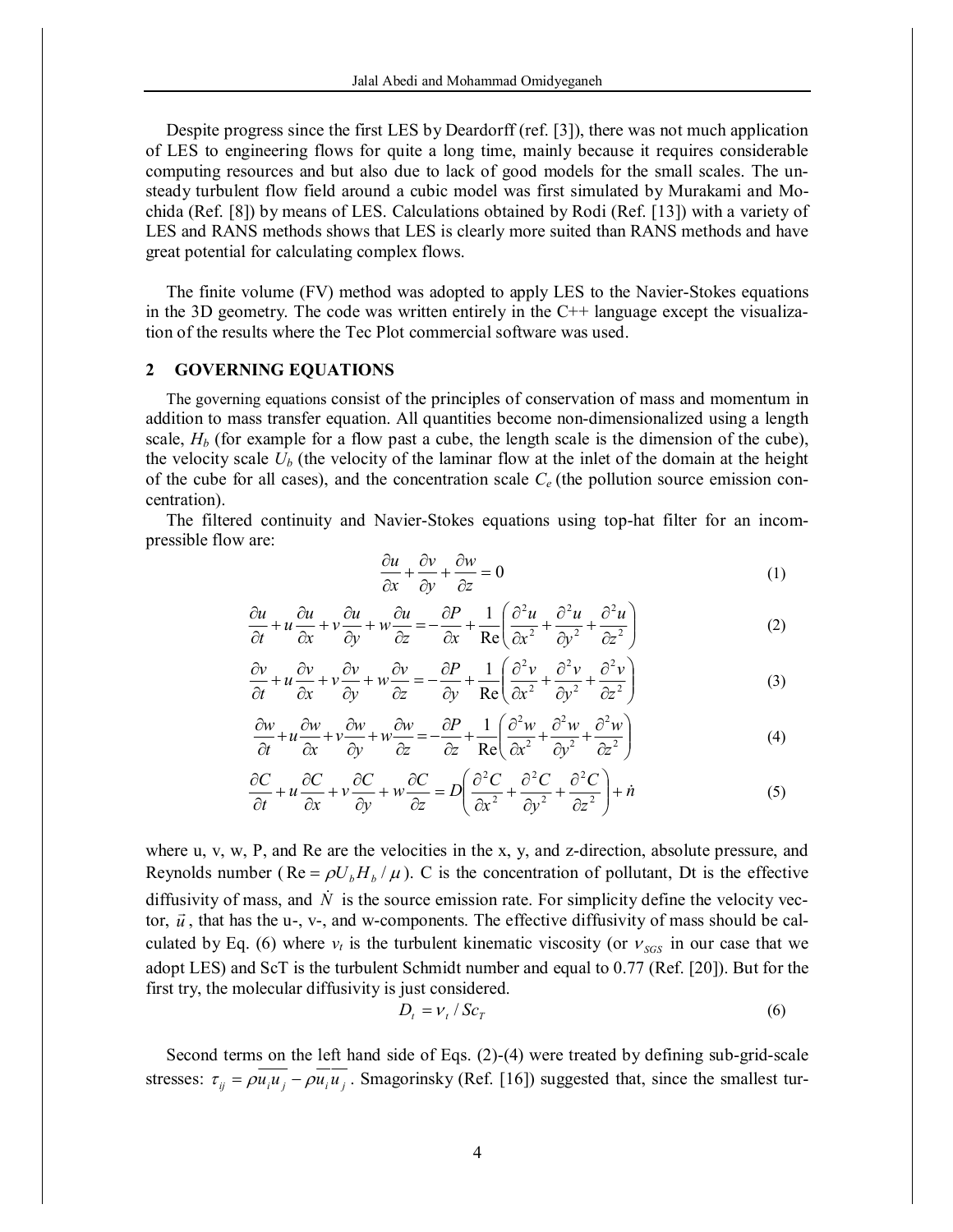Despite progress since the first LES by Deardorff (ref. [3]), there was not much application of LES to engineering flows for quite a long time, mainly because it requires considerable computing resources and but also due to lack of good models for the small scales. The unsteady turbulent flow field around a cubic model was first simulated by Murakami and Mochida (Ref. [8]) by means of LES. Calculations obtained by Rodi (Ref. [13]) with a variety of LES and RANS methods shows that LES is clearly more suited than RANS methods and have great potential for calculating complex flows.

The finite volume (FV) method was adopted to apply LES to the Navier-Stokes equations in the 3D geometry. The code was written entirely in the C++ language except the visualization of the results where the Tec Plot commercial software was used.

## 2 GOVERNING EQUATIONS

The governing equations consist of the principles of conservation of mass and momentum in addition to mass transfer equation. All quantities become non-dimensionalized using a length scale, $H_b$ (for example for a flow past a cube, the length scale is the dimension of the cube), the velocity scale $U_b$ (the velocity of the laminar flow at the inlet of the domain at the height of the cube for all cases), and the concentration scale $C_e$ (the pollution source emission concentration).

The filtered continuity and Navier-Stokes equations using top-hat filter for an incompressible flow are:

$$\frac{\partial u}{\partial x}+\frac{\partial v}{\partial y}+\frac{\partial w}{\partial z}=0 \tag{1}$$

$$\frac{\partial u}{\partial t}+u\frac{\partial u}{\partial x}+v\frac{\partial u}{\partial y}+w\frac{\partial u}{\partial z}=-\frac{\partial P}{\partial x}+\frac{1}{\mathrm{Re}}\left(\frac{\partial^2 u}{\partial x^2}+\frac{\partial^2 u}{\partial y^2}+\frac{\partial^2 u}{\partial z^2}\right) \tag{2}$$

$$\frac{\partial v}{\partial t}+u\frac{\partial v}{\partial x}+v\frac{\partial v}{\partial y}+w\frac{\partial v}{\partial z}=-\frac{\partial P}{\partial y}+\frac{1}{\mathrm{Re}}\left(\frac{\partial^2 v}{\partial x^2}+\frac{\partial^2 v}{\partial y^2}+\frac{\partial^2 v}{\partial z^2}\right) \tag{3}$$

$$\frac{\partial w}{\partial t}+u\frac{\partial w}{\partial x}+v\frac{\partial w}{\partial y}+w\frac{\partial w}{\partial z}=-\frac{\partial P}{\partial z}+\frac{1}{\mathrm{Re}}\left(\frac{\partial^2 w}{\partial x^2}+\frac{\partial^2 w}{\partial y^2}+\frac{\partial^2 w}{\partial z^2}\right) \tag{4}$$

$$\frac{\partial C}{\partial t}+u\frac{\partial C}{\partial x}+v\frac{\partial C}{\partial y}+w\frac{\partial C}{\partial z}=D\left(\frac{\partial^2 C}{\partial x^2}+\frac{\partial^2 C}{\partial y^2}+\frac{\partial^2 C}{\partial z^2}\right)+\dot{n} \tag{5}$$

where u, v, w, P, and Re are the velocities in the x, y, and z-direction, absolute pressure, and Reynolds number ($\mathrm{Re}=\rho U_b H_b/\mu$). C is the concentration of pollutant, Dt is the effective diffusivity of mass, and $\dot{N}$ is the source emission rate. For simplicity define the velocity vector, $\vec{u}$, that has the u-, v-, and w-components. The effective diffusivity of mass should be calculated by Eq. (6) where $\nu_t$ is the turbulent kinematic viscosity (or $\nu_{SGS}$ in our case that we adopt LES) and ScT is the turbulent Schmidt number and equal to 0.77 (Ref. [20]). But for the first try, the molecular diffusivity is just considered.

$$D_t=\nu_t/Sc_T \tag{6}$$

Second terms on the left hand side of Eqs. (2)-(4) were treated by defining sub-grid-scale stresses: $\tau_{ij}=\rho\overline{u_i u_j}-\rho\overline{u}_i\overline{u}_j$. Smagorinsky (Ref. [16]) suggested that, since the smallest tur-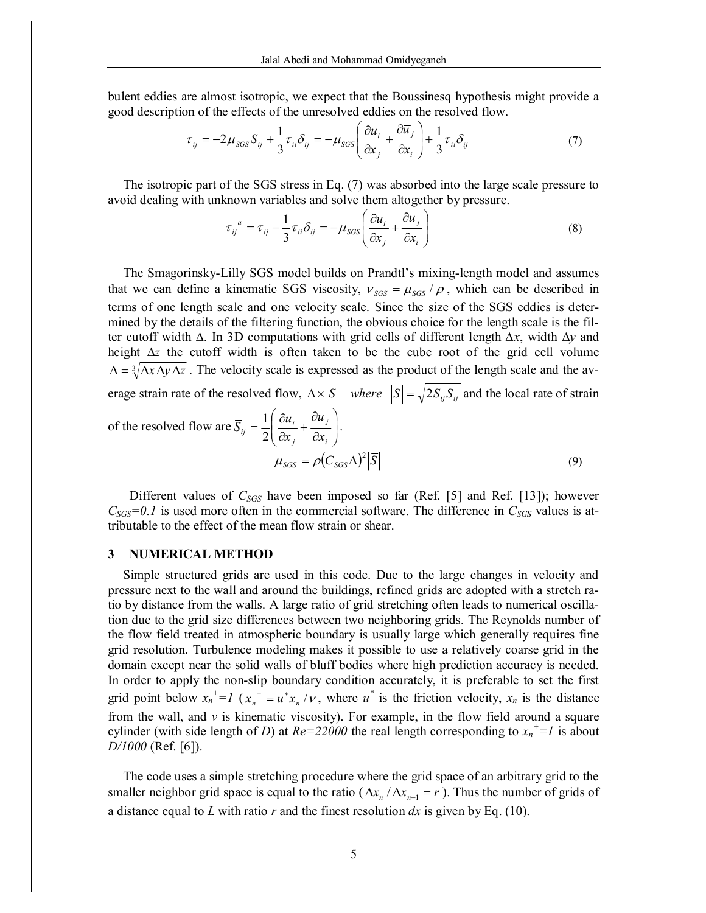bulent eddies are almost isotropic, we expect that the Boussinesq hypothesis might provide a good description of the effects of the unresolved eddies on the resolved flow.

$$\tau_{ij} = -2\mu_{SGS}\overline{S}_{ij} + \frac{1}{3}\tau_{ii}\delta_{ij} = -\mu_{SGS}\left(\frac{\partial \overline{u}_i}{\partial x_j} + \frac{\partial \overline{u}_j}{\partial x_i}\right) + \frac{1}{3}\tau_{ii}\delta_{ij} \tag{7}$$

The isotropic part of the SGS stress in Eq. (7) was absorbed into the large scale pressure to avoid dealing with unknown variables and solve them altogether by pressure.

$$\tau_{ij}^{\ a} = \tau_{ij} - \frac{1}{3}\tau_{ii}\delta_{ij} = -\mu_{SGS}\left(\frac{\partial \overline{u}_i}{\partial x_j} + \frac{\partial \overline{u}_j}{\partial x_i}\right) \tag{8}$$

The Smagorinsky-Lilly SGS model builds on Prandtl's mixing-length model and assumes that we can define a kinematic SGS viscosity, $\nu_{SGS} = \mu_{SGS}/\rho$, which can be described in terms of one length scale and one velocity scale. Since the size of the SGS eddies is determined by the details of the filtering function, the obvious choice for the length scale is the filter cutoff width $\Delta$. In 3D computations with grid cells of different length $\Delta x$, width $\Delta y$ and height $\Delta z$ the cutoff width is often taken to be the cube root of the grid cell volume $\Delta = \sqrt[3]{\Delta x\,\Delta y\,\Delta z}$. The velocity scale is expressed as the product of the length scale and the average strain rate of the resolved flow, $\Delta \times |\overline{S}|$ *where* $|\overline{S}| = \sqrt{2\overline{S}_{ij}\overline{S}_{ij}}$ and the local rate of strain of the resolved flow are $\overline{S}_{ij} = \frac{1}{2}\left(\frac{\partial \overline{u}_i}{\partial x_j} + \frac{\partial \overline{u}_j}{\partial x_i}\right)$.

$$\mu_{SGS} = \rho (C_{SGS}\Delta)^2 |\overline{S}| \tag{9}$$

Different values of $C_{SGS}$ have been imposed so far (Ref. [5] and Ref. [13]); however $C_{SGS}=0.1$ is used more often in the commercial software. The difference in $C_{SGS}$ values is attributable to the effect of the mean flow strain or shear.

## 3 NUMERICAL METHOD

Simple structured grids are used in this code. Due to the large changes in velocity and pressure next to the wall and around the buildings, refined grids are adopted with a stretch ratio by distance from the walls. A large ratio of grid stretching often leads to numerical oscillation due to the grid size differences between two neighboring grids. The Reynolds number of the flow field treated in atmospheric boundary is usually large which generally requires fine grid resolution. Turbulence modeling makes it possible to use a relatively coarse grid in the domain except near the solid walls of bluff bodies where high prediction accuracy is needed. In order to apply the non-slip boundary condition accurately, it is preferable to set the first grid point below $x_n^{+}=1$ ($x_n^{+} = u^* x_n/\nu$, where $u^*$ is the friction velocity, $x_n$ is the distance from the wall, and $\nu$ is kinematic viscosity). For example, in the flow field around a square cylinder (with side length of $D$) at $Re=22000$ the real length corresponding to $x_n^{+}=1$ is about $D/1000$ (Ref. [6]).

The code uses a simple stretching procedure where the grid space of an arbitrary grid to the smaller neighbor grid space is equal to the ratio ($\Delta x_n / \Delta x_{n-1} = r$). Thus the number of grids of a distance equal to $L$ with ratio $r$ and the finest resolution $dx$ is given by Eq. (10).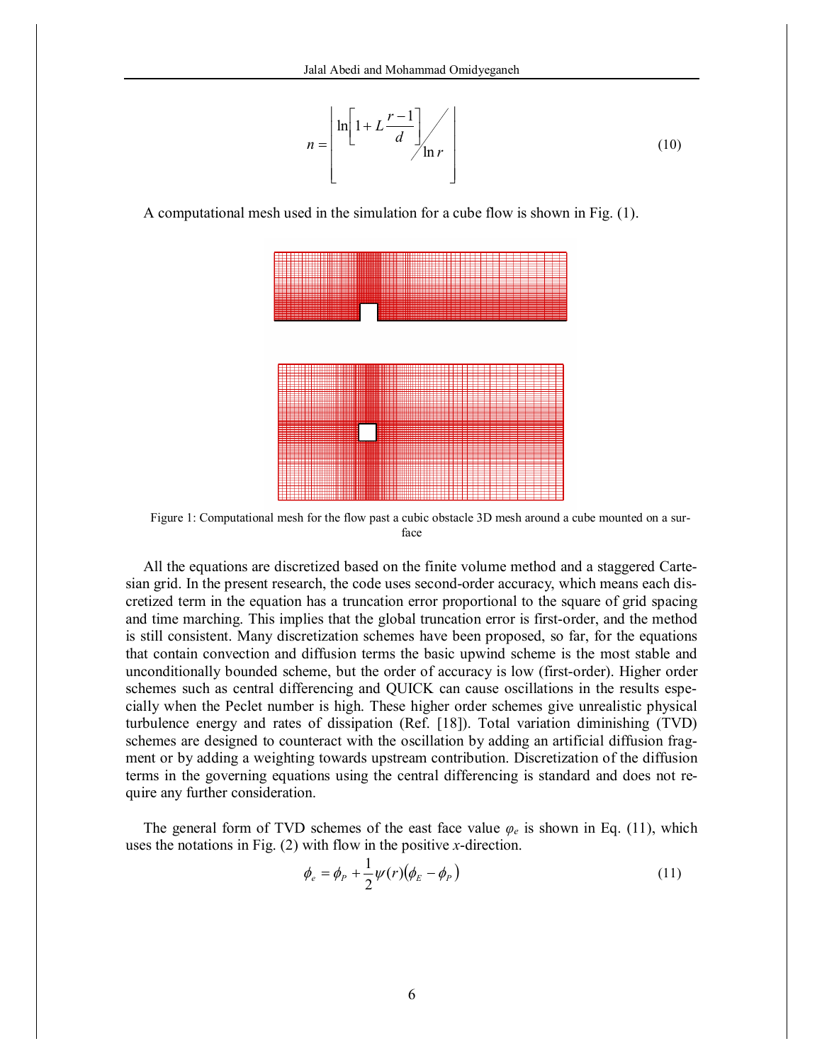$$n = \left\lfloor \ln\left[1 + L\frac{r-1}{d}\right] \Big/ \ln r \right\rfloor \tag{10}$$

A computational mesh used in the simulation for a cube flow is shown in Fig. (1).

Figure 1: Computational mesh for the flow past a cubic obstacle 3D mesh around a cube mounted on a surface

All the equations are discretized based on the finite volume method and a staggered Cartesian grid. In the present research, the code uses second-order accuracy, which means each discretized term in the equation has a truncation error proportional to the square of grid spacing and time marching. This implies that the global truncation error is first-order, and the method is still consistent. Many discretization schemes have been proposed, so far, for the equations that contain convection and diffusion terms the basic upwind scheme is the most stable and unconditionally bounded scheme, but the order of accuracy is low (first-order). Higher order schemes such as central differencing and QUICK can cause oscillations in the results especially when the Peclet number is high. These higher order schemes give unrealistic physical turbulence energy and rates of dissipation (Ref. [18]). Total variation diminishing (TVD) schemes are designed to counteract with the oscillation by adding an artificial diffusion fragment or by adding a weighting towards upstream contribution. Discretization of the diffusion terms in the governing equations using the central differencing is standard and does not require any further consideration.

The general form of TVD schemes of the east face value $\varphi_e$ is shown in Eq. (11), which uses the notations in Fig. (2) with flow in the positive $x$-direction.

$$\phi_e = \phi_P + \frac{1}{2}\psi(r)\left(\phi_E - \phi_P\right) \tag{11}$$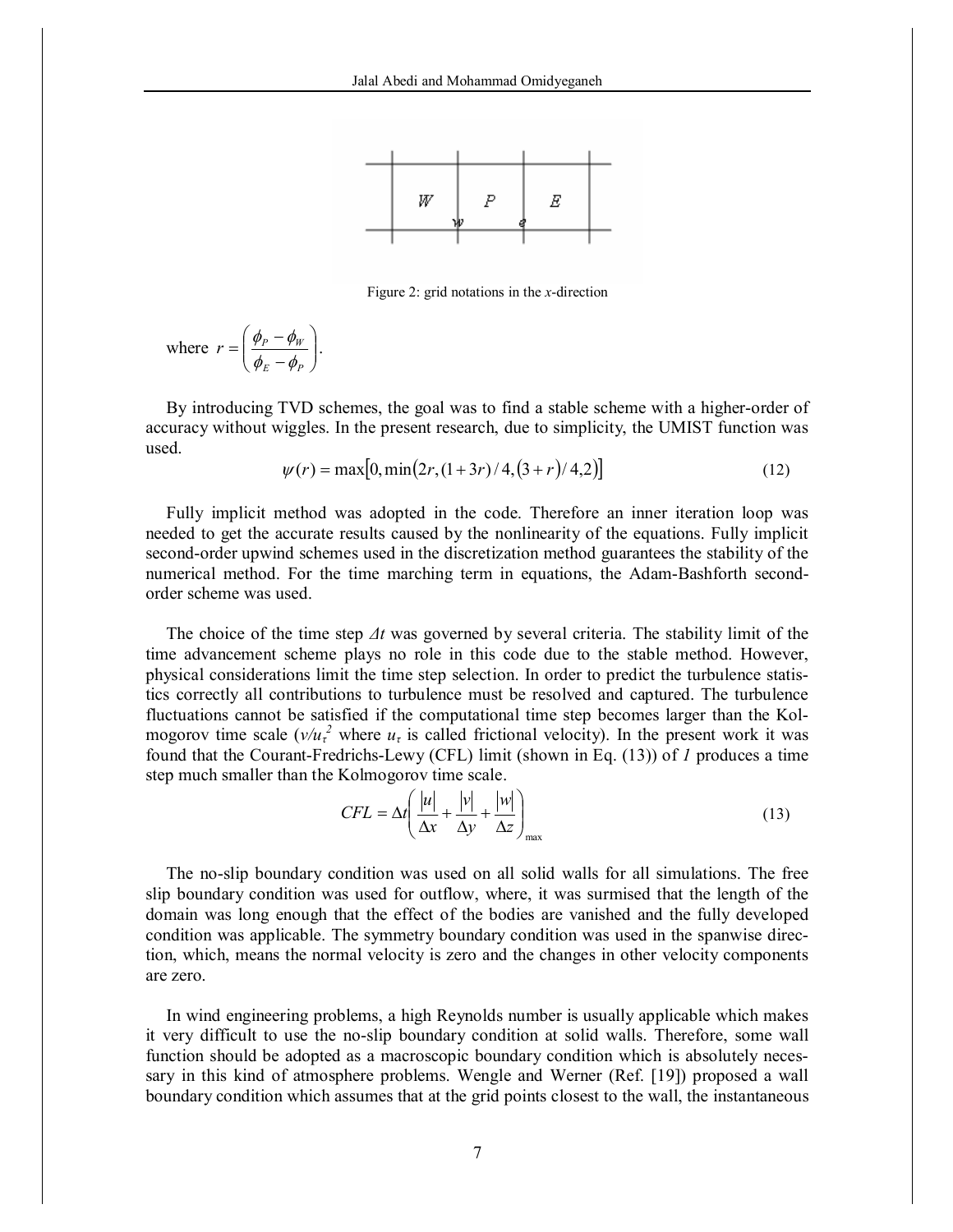Figure 2: grid notations in the *x*-direction

where $r = \left( \dfrac{\phi_P - \phi_W}{\phi_E - \phi_P} \right)$.

By introducing TVD schemes, the goal was to find a stable scheme with a higher-order of accuracy without wiggles. In the present research, due to simplicity, the UMIST function was used.

$$\psi(r) = \max\left[0, \min\left(2r, (1+3r)/4, (3+r)/4, 2\right)\right] \tag{12}$$

Fully implicit method was adopted in the code. Therefore an inner iteration loop was needed to get the accurate results caused by the nonlinearity of the equations. Fully implicit second-order upwind schemes used in the discretization method guarantees the stability of the numerical method. For the time marching term in equations, the Adam-Bashforth second-order scheme was used.

The choice of the time step $\Delta t$ was governed by several criteria. The stability limit of the time advancement scheme plays no role in this code due to the stable method. However, physical considerations limit the time step selection. In order to predict the turbulence statistics correctly all contributions to turbulence must be resolved and captured. The turbulence fluctuations cannot be satisfied if the computational time step becomes larger than the Kolmogorov time scale ($\nu/u_\tau^2$ where $u_\tau$ is called frictional velocity). In the present work it was found that the Courant-Fredrichs-Lewy (CFL) limit (shown in Eq. (13)) of *1* produces a time step much smaller than the Kolmogorov time scale.

$$CFL = \Delta t \left( \frac{|u|}{\Delta x} + \frac{|v|}{\Delta y} + \frac{|w|}{\Delta z} \right)_{\max} \tag{13}$$

The no-slip boundary condition was used on all solid walls for all simulations. The free slip boundary condition was used for outflow, where, it was surmised that the length of the domain was long enough that the effect of the bodies are vanished and the fully developed condition was applicable. The symmetry boundary condition was used in the spanwise direction, which, means the normal velocity is zero and the changes in other velocity components are zero.

In wind engineering problems, a high Reynolds number is usually applicable which makes it very difficult to use the no-slip boundary condition at solid walls. Therefore, some wall function should be adopted as a macroscopic boundary condition which is absolutely necessary in this kind of atmosphere problems. Wengle and Werner (Ref. [19]) proposed a wall boundary condition which assumes that at the grid points closest to the wall, the instantaneous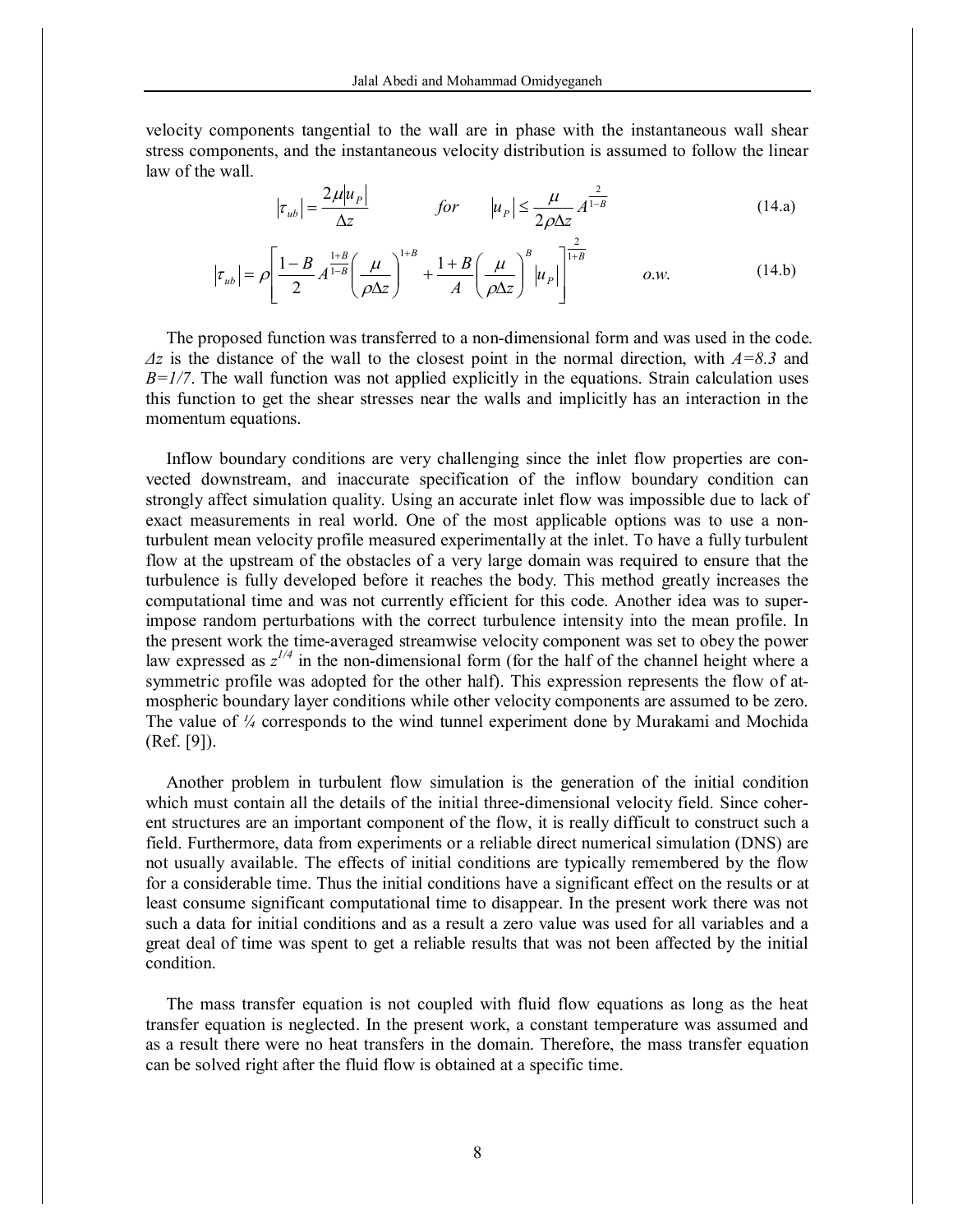velocity components tangential to the wall are in phase with the instantaneous wall shear stress components, and the instantaneous velocity distribution is assumed to follow the linear law of the wall.

$$|\tau_{ub}| = \frac{2\mu |u_P|}{\Delta z} \qquad for \qquad |u_P| \leq \frac{\mu}{2\rho \Delta z} A^{\frac{2}{1-B}} \tag{14.a}$$

$$|\tau_{ub}| = \rho \left[ \frac{1-B}{2} A^{\frac{1+B}{1-B}} \left( \frac{\mu}{\rho \Delta z} \right)^{1+B} + \frac{1+B}{A} \left( \frac{\mu}{\rho \Delta z} \right)^{B} |u_P| \right]^{\frac{2}{1+B}} \qquad o.w. \tag{14.b}$$

The proposed function was transferred to a non-dimensional form and was used in the code. $\Delta z$ is the distance of the wall to the closest point in the normal direction, with $A=8.3$ and $B=1/7$. The wall function was not applied explicitly in the equations. Strain calculation uses this function to get the shear stresses near the walls and implicitly has an interaction in the momentum equations.

Inflow boundary conditions are very challenging since the inlet flow properties are convected downstream, and inaccurate specification of the inflow boundary condition can strongly affect simulation quality. Using an accurate inlet flow was impossible due to lack of exact measurements in real world. One of the most applicable options was to use a non-turbulent mean velocity profile measured experimentally at the inlet. To have a fully turbulent flow at the upstream of the obstacles of a very large domain was required to ensure that the turbulence is fully developed before it reaches the body. This method greatly increases the computational time and was not currently efficient for this code. Another idea was to superimpose random perturbations with the correct turbulence intensity into the mean profile. In the present work the time-averaged streamwise velocity component was set to obey the power law expressed as $z^{1/4}$ in the non-dimensional form (for the half of the channel height where a symmetric profile was adopted for the other half). This expression represents the flow of atmospheric boundary layer conditions while other velocity components are assumed to be zero. The value of ¼ corresponds to the wind tunnel experiment done by Murakami and Mochida (Ref. [9]).

Another problem in turbulent flow simulation is the generation of the initial condition which must contain all the details of the initial three-dimensional velocity field. Since coherent structures are an important component of the flow, it is really difficult to construct such a field. Furthermore, data from experiments or a reliable direct numerical simulation (DNS) are not usually available. The effects of initial conditions are typically remembered by the flow for a considerable time. Thus the initial conditions have a significant effect on the results or at least consume significant computational time to disappear. In the present work there was not such a data for initial conditions and as a result a zero value was used for all variables and a great deal of time was spent to get a reliable results that was not been affected by the initial condition.

The mass transfer equation is not coupled with fluid flow equations as long as the heat transfer equation is neglected. In the present work, a constant temperature was assumed and as a result there were no heat transfers in the domain. Therefore, the mass transfer equation can be solved right after the fluid flow is obtained at a specific time.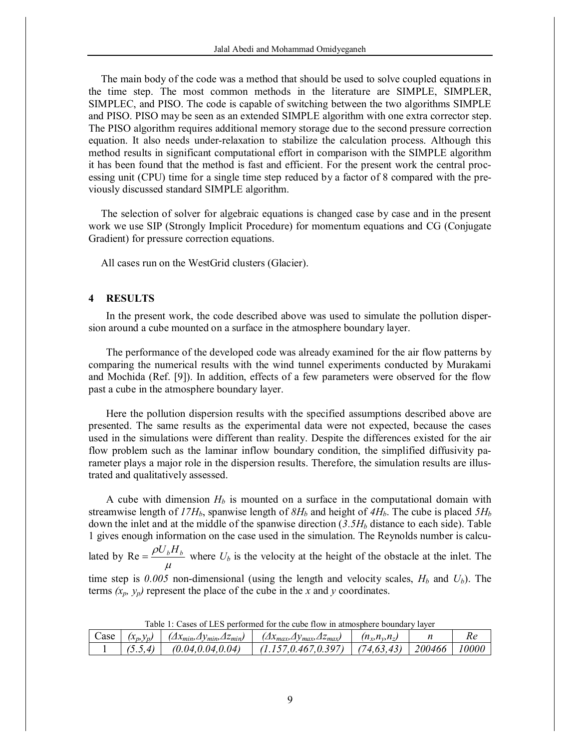The main body of the code was a method that should be used to solve coupled equations in the time step. The most common methods in the literature are SIMPLE, SIMPLER, SIMPLEC, and PISO. The code is capable of switching between the two algorithms SIMPLE and PISO. PISO may be seen as an extended SIMPLE algorithm with one extra corrector step. The PISO algorithm requires additional memory storage due to the second pressure correction equation. It also needs under-relaxation to stabilize the calculation process. Although this method results in significant computational effort in comparison with the SIMPLE algorithm it has been found that the method is fast and efficient. For the present work the central processing unit (CPU) time for a single time step reduced by a factor of 8 compared with the previously discussed standard SIMPLE algorithm.

The selection of solver for algebraic equations is changed case by case and in the present work we use SIP (Strongly Implicit Procedure) for momentum equations and CG (Conjugate Gradient) for pressure correction equations.

All cases run on the WestGrid clusters (Glacier).

## 4 RESULTS

In the present work, the code described above was used to simulate the pollution dispersion around a cube mounted on a surface in the atmosphere boundary layer.

The performance of the developed code was already examined for the air flow patterns by comparing the numerical results with the wind tunnel experiments conducted by Murakami and Mochida (Ref. [9]). In addition, effects of a few parameters were observed for the flow past a cube in the atmosphere boundary layer.

Here the pollution dispersion results with the specified assumptions described above are presented. The same results as the experimental data were not expected, because the cases used in the simulations were different than reality. Despite the differences existed for the air flow problem such as the laminar inflow boundary condition, the simplified diffusivity parameter plays a major role in the dispersion results. Therefore, the simulation results are illustrated and qualitatively assessed.

A cube with dimension $H_b$ is mounted on a surface in the computational domain with streamwise length of $17H_b$, spanwise length of $8H_b$ and height of $4H_b$. The cube is placed $5H_b$ down the inlet and at the middle of the spanwise direction ($3.5H_b$ distance to each side). Table 1 gives enough information on the case used in the simulation. The Reynolds number is calculated by $\mathrm{Re} = \dfrac{\rho U_b H_b}{\mu}$ where $U_b$ is the velocity at the height of the obstacle at the inlet. The time step is $0.005$ non-dimensional (using the length and velocity scales, $H_b$ and $U_b$). The terms $(x_p, y_p)$ represent the place of the cube in the $x$ and $y$ coordinates.

Table 1: Cases of LES performed for the cube flow in atmosphere boundary layer

| Case | $(x_p,y_p)$ | $(\Delta x_{min},\Delta y_{min},\Delta z_{min})$ | $(\Delta x_{max},\Delta y_{max},\Delta z_{max})$ | $(n_x,n_y,n_z)$ | $n$ | $Re$ |
|---|---|---|---|---|---|---|
| 1 | $(5.5,4)$ | $(0.04,0.04,0.04)$ | $(1.157,0.467,0.397)$ | $(74,63,43)$ | $200466$ | $10000$ |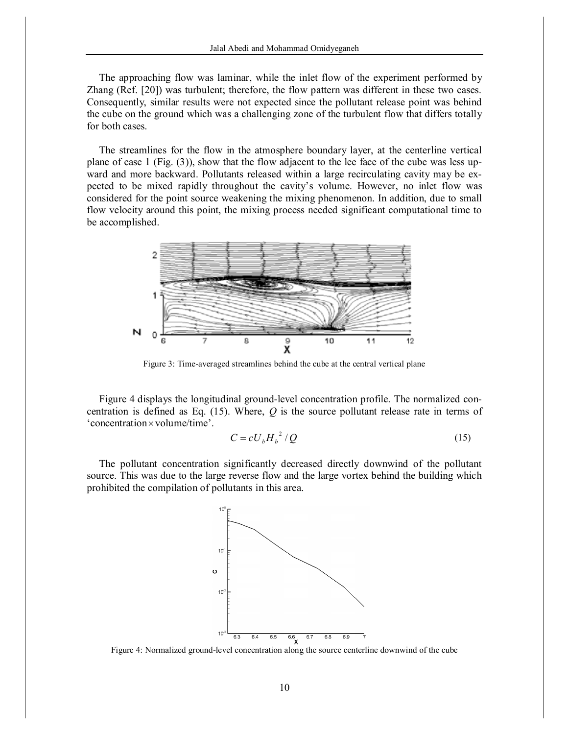The approaching flow was laminar, while the inlet flow of the experiment performed by Zhang (Ref. [20]) was turbulent; therefore, the flow pattern was different in these two cases. Consequently, similar results were not expected since the pollutant release point was behind the cube on the ground which was a challenging zone of the turbulent flow that differs totally for both cases.

The streamlines for the flow in the atmosphere boundary layer, at the centerline vertical plane of case 1 (Fig. (3)), show that the flow adjacent to the lee face of the cube was less upward and more backward. Pollutants released within a large recirculating cavity may be expected to be mixed rapidly throughout the cavity's volume. However, no inlet flow was considered for the point source weakening the mixing phenomenon. In addition, due to small flow velocity around this point, the mixing process needed significant computational time to be accomplished.

Figure 3: Time-averaged streamlines behind the cube at the central vertical plane

Figure 4 displays the longitudinal ground-level concentration profile. The normalized concentration is defined as Eq. (15). Where, $Q$ is the source pollutant release rate in terms of 'concentration$\times$volume/time'.

$$C = cU_b H_b^{\,2} / Q \tag{15}$$

The pollutant concentration significantly decreased directly downwind of the pollutant source. This was due to the large reverse flow and the large vortex behind the building which prohibited the compilation of pollutants in this area.

Figure 4: Normalized ground-level concentration along the source centerline downwind of the cube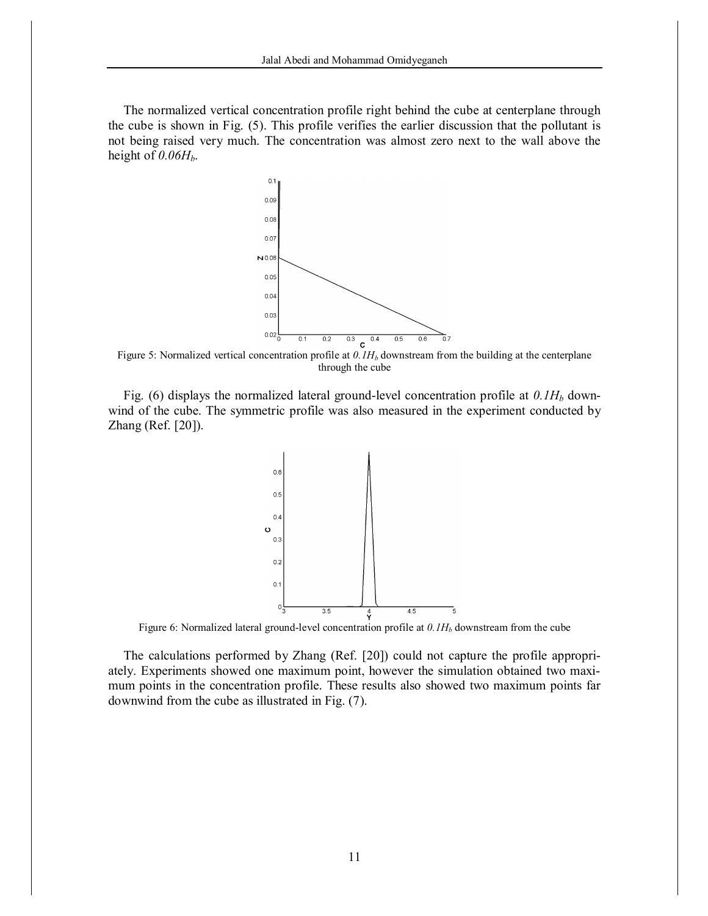The normalized vertical concentration profile right behind the cube at centerplane through the cube is shown in Fig. (5). This profile verifies the earlier discussion that the pollutant is not being raised very much. The concentration was almost zero next to the wall above the height of $0.06H_b$.

Figure 5: Normalized vertical concentration profile at $0.1H_b$ downstream from the building at the centerplane through the cube

Fig. (6) displays the normalized lateral ground-level concentration profile at $0.1H_b$ downwind of the cube. The symmetric profile was also measured in the experiment conducted by Zhang (Ref. [20]).

Figure 6: Normalized lateral ground-level concentration profile at $0.1H_b$ downstream from the cube

The calculations performed by Zhang (Ref. [20]) could not capture the profile appropriately. Experiments showed one maximum point, however the simulation obtained two maximum points in the concentration profile. These results also showed two maximum points far downwind from the cube as illustrated in Fig. (7).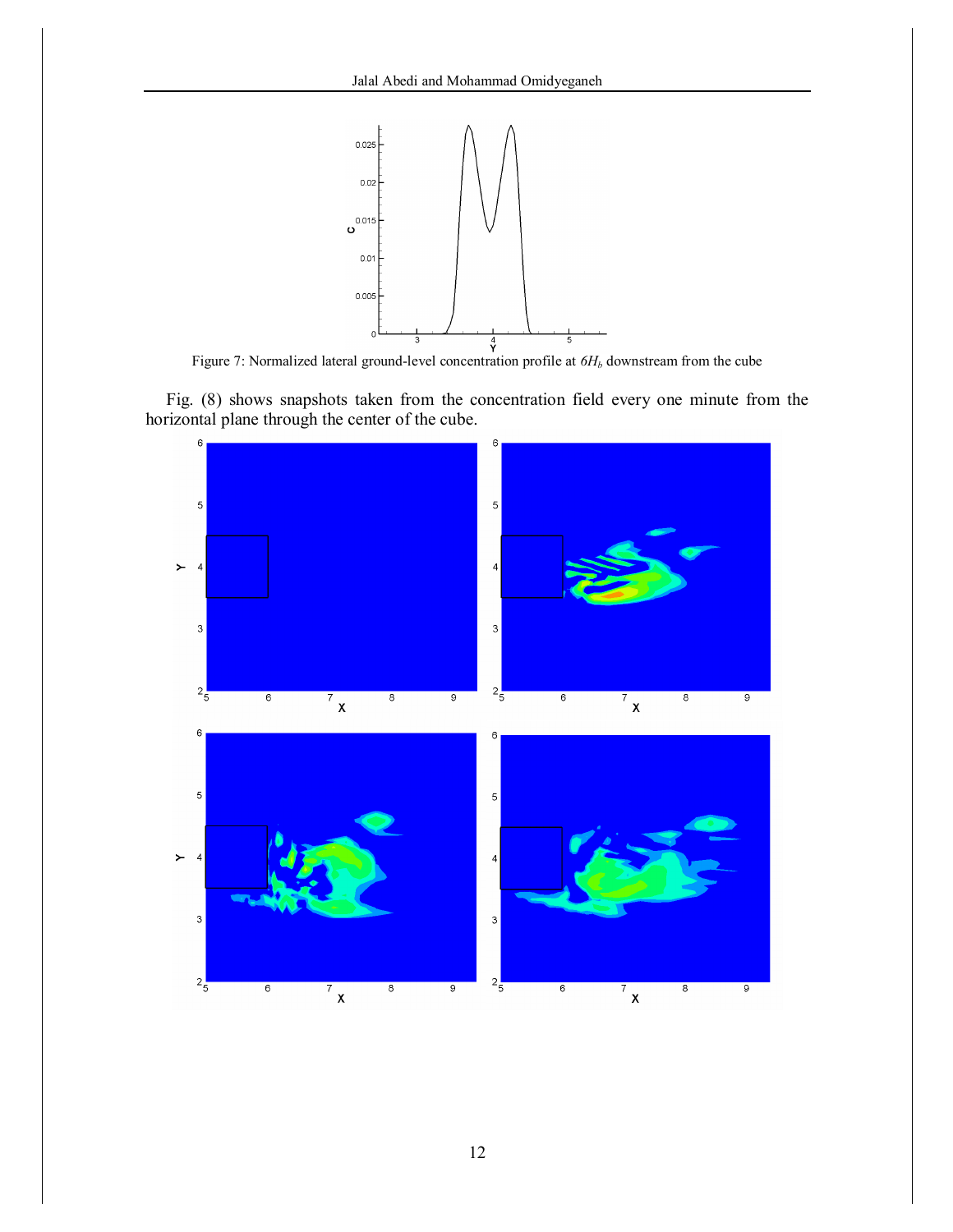Figure 7: Normalized lateral ground-level concentration profile at $6H_b$ downstream from the cube

Fig. (8) shows snapshots taken from the concentration field every one minute from the horizontal plane through the center of the cube.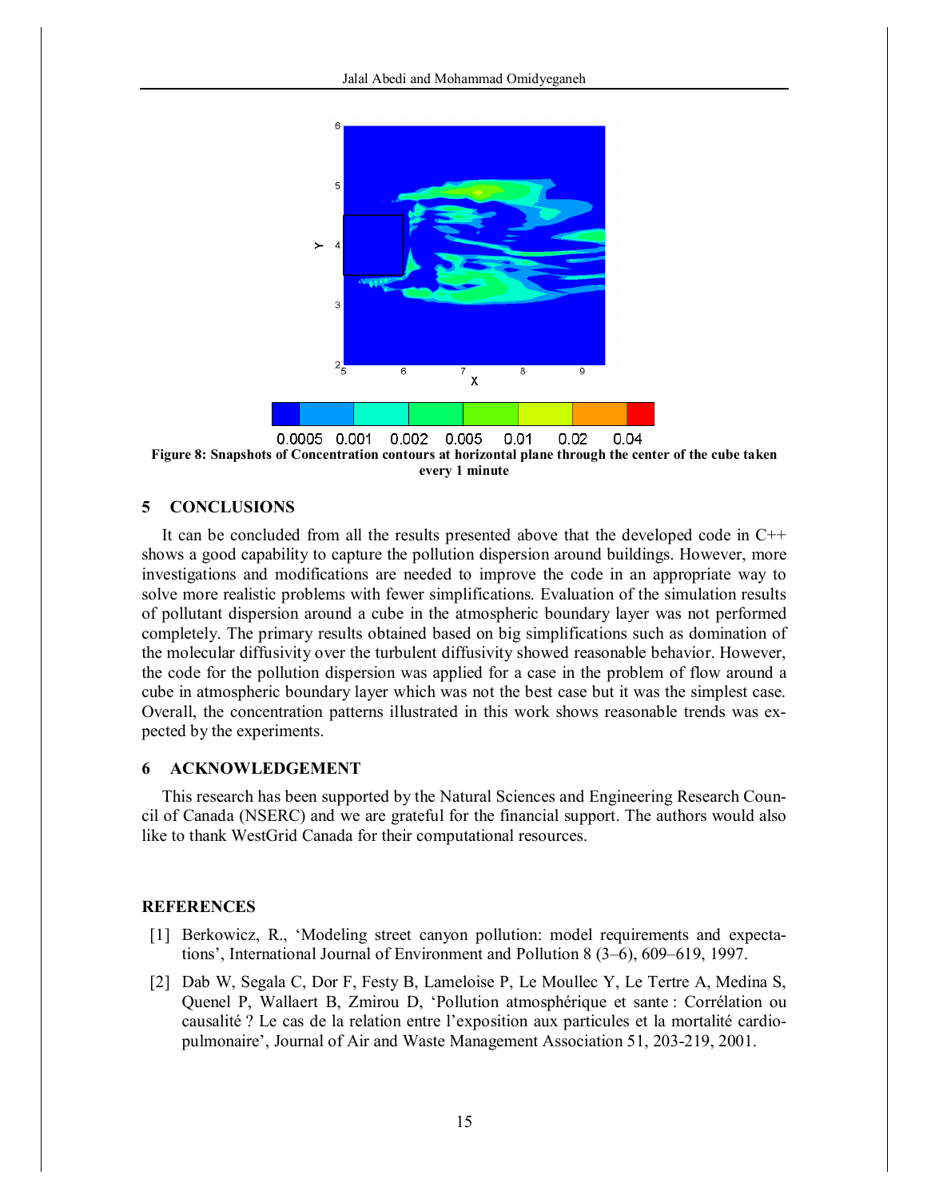**Figure 8: Snapshots of Concentration contours at horizontal plane through the center of the cube taken every 1 minute**

## 5 CONCLUSIONS

It can be concluded from all the results presented above that the developed code in C++ shows a good capability to capture the pollution dispersion around buildings. However, more investigations and modifications are needed to improve the code in an appropriate way to solve more realistic problems with fewer simplifications. Evaluation of the simulation results of pollutant dispersion around a cube in the atmospheric boundary layer was not performed completely. The primary results obtained based on big simplifications such as domination of the molecular diffusivity over the turbulent diffusivity showed reasonable behavior. However, the code for the pollution dispersion was applied for a case in the problem of flow around a cube in atmospheric boundary layer which was not the best case but it was the simplest case. Overall, the concentration patterns illustrated in this work shows reasonable trends was expected by the experiments.

## 6 ACKNOWLEDGEMENT

This research has been supported by the Natural Sciences and Engineering Research Council of Canada (NSERC) and we are grateful for the financial support. The authors would also like to thank WestGrid Canada for their computational resources.

## REFERENCES

[1] Berkowicz, R., 'Modeling street canyon pollution: model requirements and expectations', International Journal of Environment and Pollution 8 (3–6), 609–619, 1997.

[2] Dab W, Segala C, Dor F, Festy B, Lameloise P, Le Moullec Y, Le Tertre A, Medina S, Quenel P, Wallaert B, Zmirou D, 'Pollution atmosphérique et sante : Corrélation ou causalité ? Le cas de la relation entre l'exposition aux particules et la mortalité cardio-pulmonaire', Journal of Air and Waste Management Association 51, 203-219, 2001.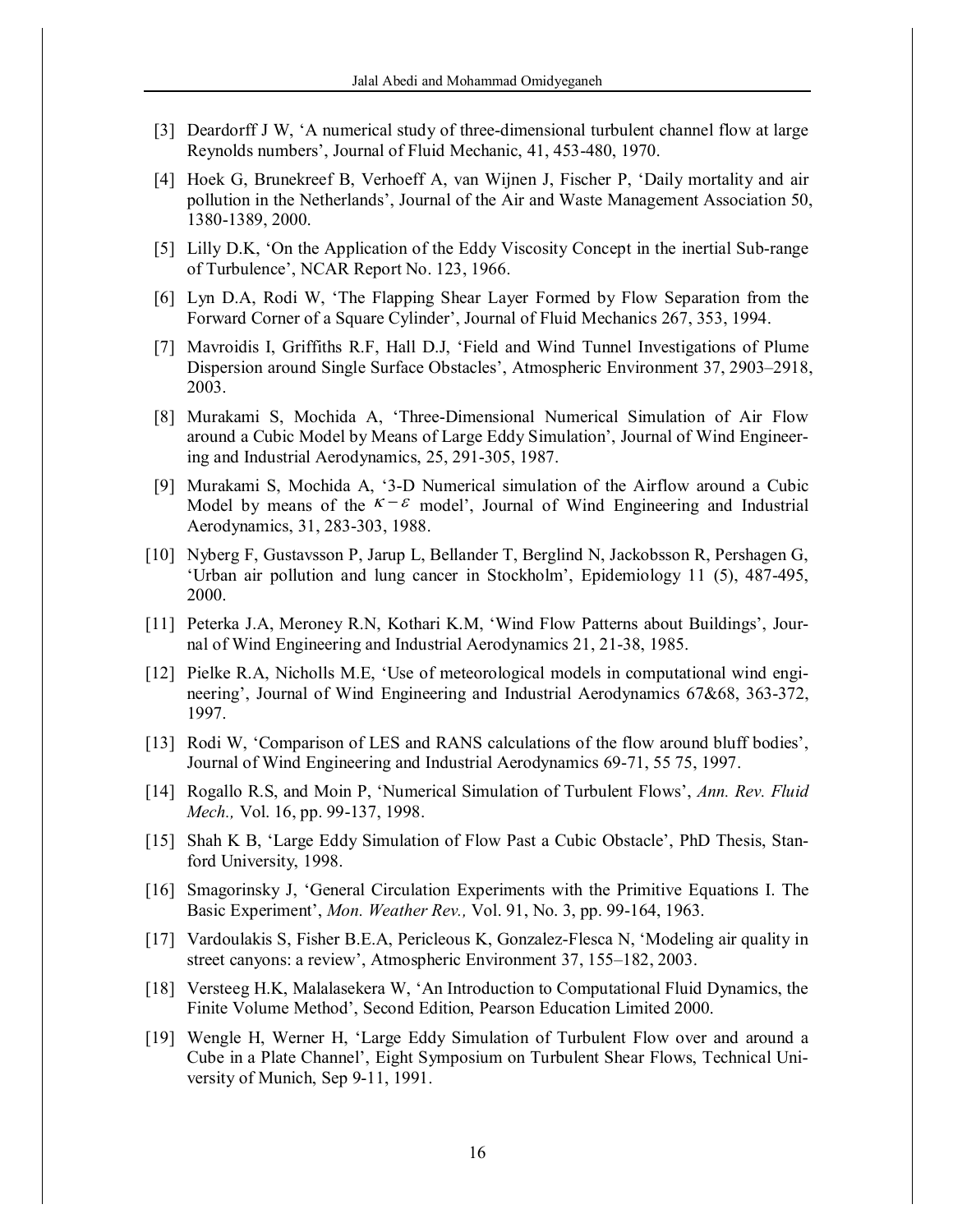[3] Deardorff J W, 'A numerical study of three-dimensional turbulent channel flow at large Reynolds numbers', Journal of Fluid Mechanic, 41, 453-480, 1970.

[4] Hoek G, Brunekreef B, Verhoeff A, van Wijnen J, Fischer P, 'Daily mortality and air pollution in the Netherlands', Journal of the Air and Waste Management Association 50, 1380-1389, 2000.

[5] Lilly D.K, 'On the Application of the Eddy Viscosity Concept in the inertial Sub-range of Turbulence', NCAR Report No. 123, 1966.

[6] Lyn D.A, Rodi W, 'The Flapping Shear Layer Formed by Flow Separation from the Forward Corner of a Square Cylinder', Journal of Fluid Mechanics 267, 353, 1994.

[7] Mavroidis I, Griffiths R.F, Hall D.J, 'Field and Wind Tunnel Investigations of Plume Dispersion around Single Surface Obstacles', Atmospheric Environment 37, 2903–2918, 2003.

[8] Murakami S, Mochida A, 'Three-Dimensional Numerical Simulation of Air Flow around a Cubic Model by Means of Large Eddy Simulation', Journal of Wind Engineering and Industrial Aerodynamics, 25, 291-305, 1987.

[9] Murakami S, Mochida A, '3-D Numerical simulation of the Airflow around a Cubic Model by means of the $\kappa-\varepsilon$ model', Journal of Wind Engineering and Industrial Aerodynamics, 31, 283-303, 1988.

[10] Nyberg F, Gustavsson P, Jarup L, Bellander T, Berglind N, Jackobsson R, Pershagen G, 'Urban air pollution and lung cancer in Stockholm', Epidemiology 11 (5), 487-495, 2000.

[11] Peterka J.A, Meroney R.N, Kothari K.M, 'Wind Flow Patterns about Buildings', Journal of Wind Engineering and Industrial Aerodynamics 21, 21-38, 1985.

[12] Pielke R.A, Nicholls M.E, 'Use of meteorological models in computational wind engineering', Journal of Wind Engineering and Industrial Aerodynamics 67&68, 363-372, 1997.

[13] Rodi W, 'Comparison of LES and RANS calculations of the flow around bluff bodies', Journal of Wind Engineering and Industrial Aerodynamics 69-71, 55 75, 1997.

[14] Rogallo R.S, and Moin P, 'Numerical Simulation of Turbulent Flows', *Ann. Rev. Fluid Mech.,* Vol. 16, pp. 99-137, 1998.

[15] Shah K B, 'Large Eddy Simulation of Flow Past a Cubic Obstacle', PhD Thesis, Stanford University, 1998.

[16] Smagorinsky J, 'General Circulation Experiments with the Primitive Equations I. The Basic Experiment', *Mon. Weather Rev.,* Vol. 91, No. 3, pp. 99-164, 1963.

[17] Vardoulakis S, Fisher B.E.A, Pericleous K, Gonzalez-Flesca N, 'Modeling air quality in street canyons: a review', Atmospheric Environment 37, 155–182, 2003.

[18] Versteeg H.K, Malalasekera W, 'An Introduction to Computational Fluid Dynamics, the Finite Volume Method', Second Edition, Pearson Education Limited 2000.

[19] Wengle H, Werner H, 'Large Eddy Simulation of Turbulent Flow over and around a Cube in a Plate Channel', Eight Symposium on Turbulent Shear Flows, Technical University of Munich, Sep 9-11, 1991.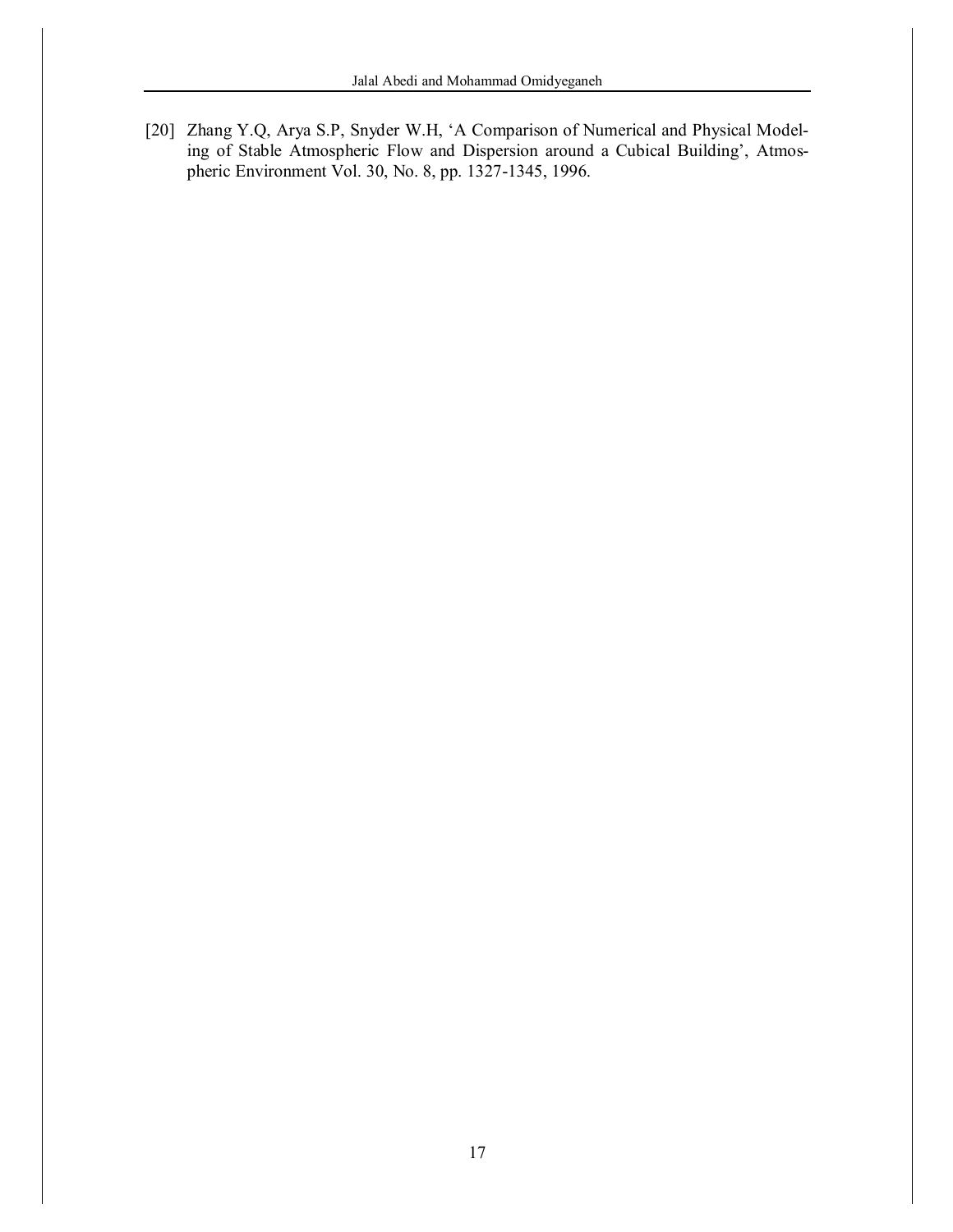[20] Zhang Y.Q, Arya S.P, Snyder W.H, 'A Comparison of Numerical and Physical Modeling of Stable Atmospheric Flow and Dispersion around a Cubical Building', Atmospheric Environment Vol. 30, No. 8, pp. 1327-1345, 1996.